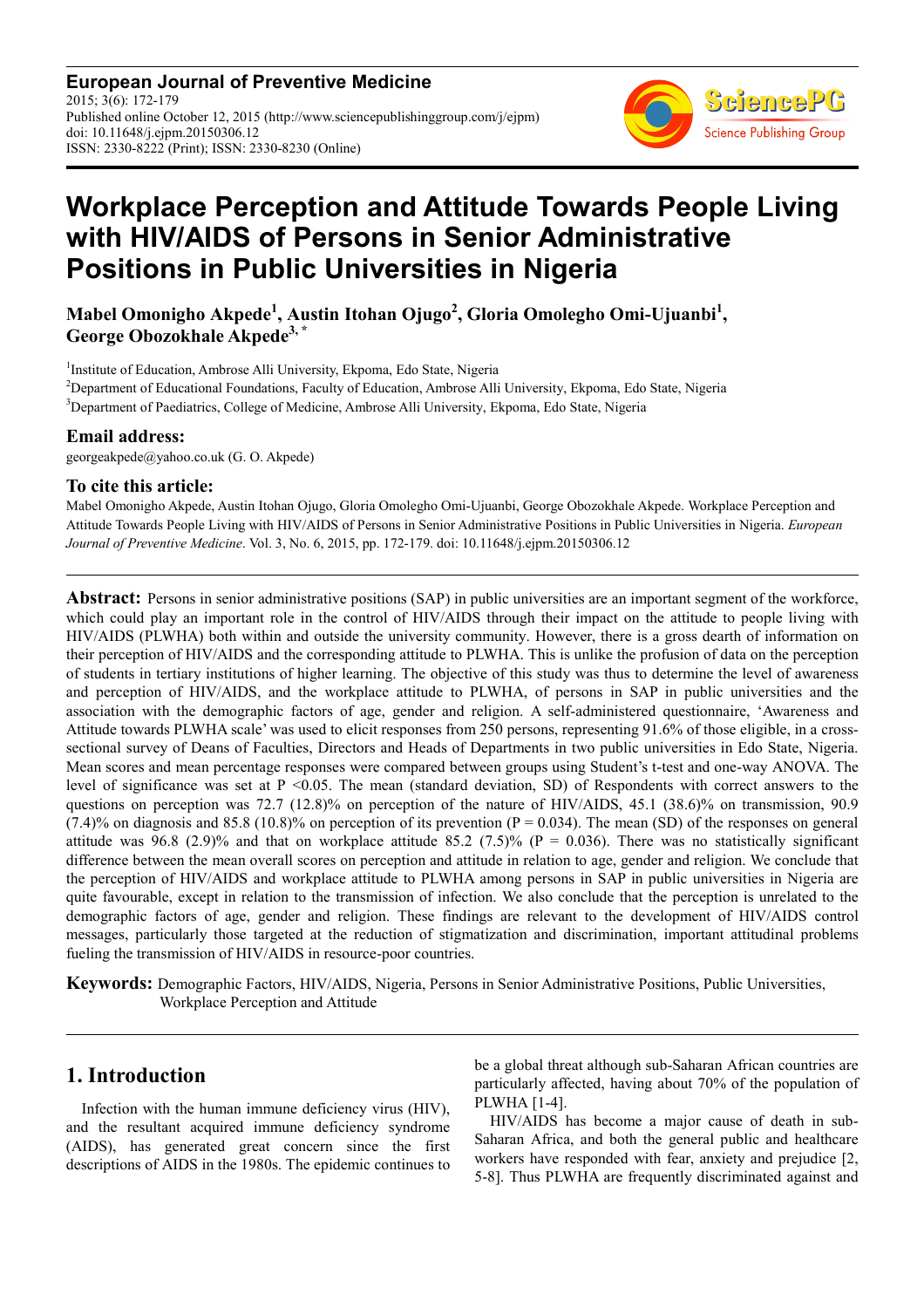**European Journal of Preventive Medicine**
2015; 3(6): 172-179
Published online October 12, 2015 (http://www.sciencepublishinggroup.com/j/ejpm)
doi: 10.11648/j.ejpm.20150306.12
ISSN: 2330-8222 (Print); ISSN: 2330-8230 (Online)

# Workplace Perception and Attitude Towards People Living with HIV/AIDS of Persons in Senior Administrative Positions in Public Universities in Nigeria

**Mabel Omonigho Akpede[1], Austin Itohan Ojugo[2], Gloria Omolegho Omi-Ujuanbi[1], George Obozokhale Akpede[3, *]**

[1]Institute of Education, Ambrose Alli University, Ekpoma, Edo State, Nigeria
[2]Department of Educational Foundations, Faculty of Education, Ambrose Alli University, Ekpoma, Edo State, Nigeria
[3]Department of Paediatrics, College of Medicine, Ambrose Alli University, Ekpoma, Edo State, Nigeria

### Email address:

georgeakpede@yahoo.co.uk (G. O. Akpede)

### To cite this article:

Mabel Omonigho Akpede, Austin Itohan Ojugo, Gloria Omolegho Omi-Ujuanbi, George Obozokhale Akpede. Workplace Perception and Attitude Towards People Living with HIV/AIDS of Persons in Senior Administrative Positions in Public Universities in Nigeria. *European Journal of Preventive Medicine*. Vol. 3, No. 6, 2015, pp. 172-179. doi: 10.11648/j.ejpm.20150306.12

---

**Abstract:** Persons in senior administrative positions (SAP) in public universities are an important segment of the workforce, which could play an important role in the control of HIV/AIDS through their impact on the attitude to people living with HIV/AIDS (PLWHA) both within and outside the university community. However, there is a gross dearth of information on their perception of HIV/AIDS and the corresponding attitude to PLWHA. This is unlike the profusion of data on the perception of students in tertiary institutions of higher learning. The objective of this study was thus to determine the level of awareness and perception of HIV/AIDS, and the workplace attitude to PLWHA, of persons in SAP in public universities and the association with the demographic factors of age, gender and religion. A self-administered questionnaire, 'Awareness and Attitude towards PLWHA scale' was used to elicit responses from 250 persons, representing 91.6% of those eligible, in a cross-sectional survey of Deans of Faculties, Directors and Heads of Departments in two public universities in Edo State, Nigeria. Mean scores and mean percentage responses were compared between groups using Student's t-test and one-way ANOVA. The level of significance was set at $P < 0.05$. The mean (standard deviation, SD) of Respondents with correct answers to the questions on perception was 72.7 (12.8)% on perception of the nature of HIV/AIDS, 45.1 (38.6)% on transmission, 90.9 (7.4)% on diagnosis and 85.8 (10.8)% on perception of its prevention ($P = 0.034$). The mean (SD) of the responses on general attitude was 96.8 (2.9)% and that on workplace attitude 85.2 (7.5)% ($P = 0.036$). There was no statistically significant difference between the mean overall scores on perception and attitude in relation to age, gender and religion. We conclude that the perception of HIV/AIDS and workplace attitude to PLWHA among persons in SAP in public universities in Nigeria are quite favourable, except in relation to the transmission of infection. We also conclude that the perception is unrelated to the demographic factors of age, gender and religion. These findings are relevant to the development of HIV/AIDS control messages, particularly those targeted at the reduction of stigmatization and discrimination, important attitudinal problems fueling the transmission of HIV/AIDS in resource-poor countries.

**Keywords:** Demographic Factors, HIV/AIDS, Nigeria, Persons in Senior Administrative Positions, Public Universities, Workplace Perception and Attitude

---

## 1. Introduction

Infection with the human immune deficiency virus (HIV), and the resultant acquired immune deficiency syndrome (AIDS), has generated great concern since the first descriptions of AIDS in the 1980s. The epidemic continues to be a global threat although sub-Saharan African countries are particularly affected, having about 70% of the population of PLWHA [1-4].

HIV/AIDS has become a major cause of death in sub-Saharan Africa, and both the general public and healthcare workers have responded with fear, anxiety and prejudice [2, 5-8]. Thus PLWHA are frequently discriminated against and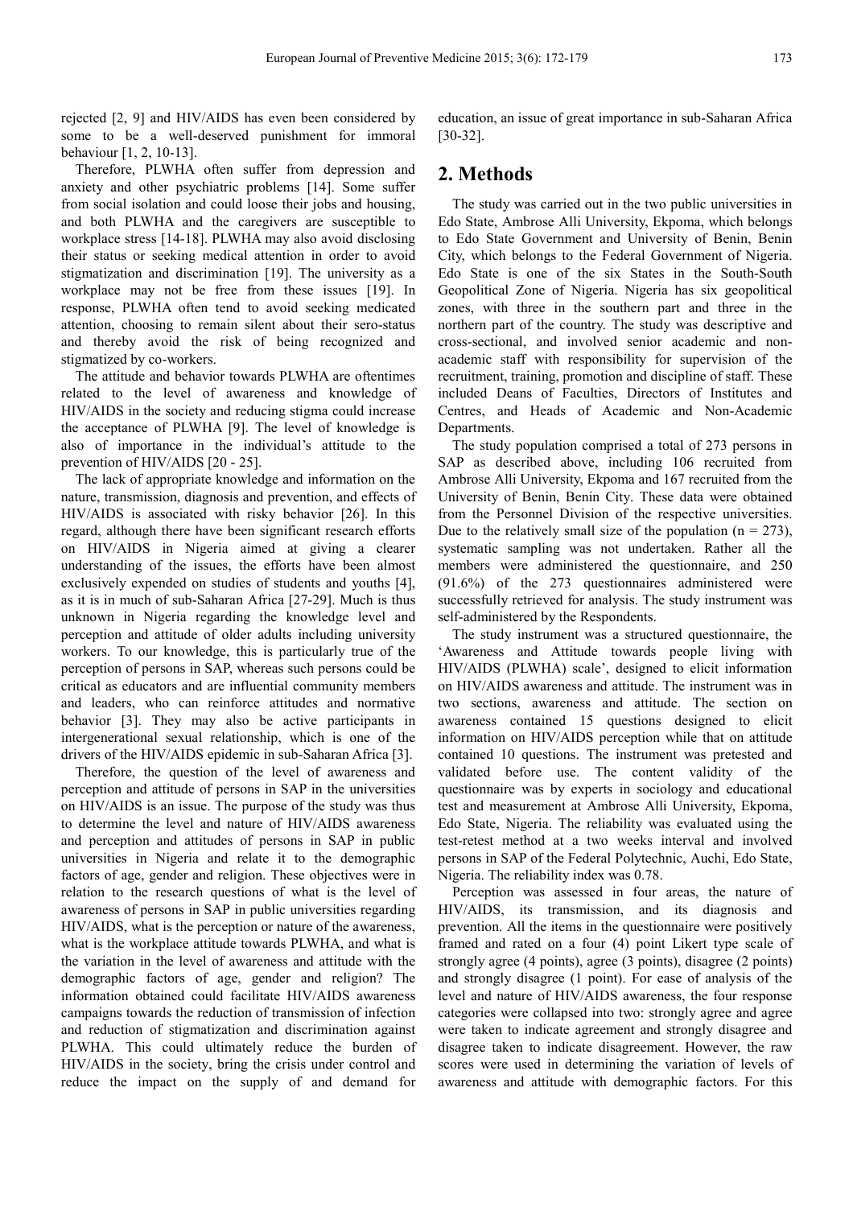rejected [2, 9] and HIV/AIDS has even been considered by some to be a well-deserved punishment for immoral behaviour [1, 2, 10-13].

Therefore, PLWHA often suffer from depression and anxiety and other psychiatric problems [14]. Some suffer from social isolation and could loose their jobs and housing, and both PLWHA and the caregivers are susceptible to workplace stress [14-18]. PLWHA may also avoid disclosing their status or seeking medical attention in order to avoid stigmatization and discrimination [19]. The university as a workplace may not be free from these issues [19]. In response, PLWHA often tend to avoid seeking medicated attention, choosing to remain silent about their sero-status and thereby avoid the risk of being recognized and stigmatized by co-workers.

The attitude and behavior towards PLWHA are oftentimes related to the level of awareness and knowledge of HIV/AIDS in the society and reducing stigma could increase the acceptance of PLWHA [9]. The level of knowledge is also of importance in the individual's attitude to the prevention of HIV/AIDS [20 - 25].

The lack of appropriate knowledge and information on the nature, transmission, diagnosis and prevention, and effects of HIV/AIDS is associated with risky behavior [26]. In this regard, although there have been significant research efforts on HIV/AIDS in Nigeria aimed at giving a clearer understanding of the issues, the efforts have been almost exclusively expended on studies of students and youths [4], as it is in much of sub-Saharan Africa [27-29]. Much is thus unknown in Nigeria regarding the knowledge level and perception and attitude of older adults including university workers. To our knowledge, this is particularly true of the perception of persons in SAP, whereas such persons could be critical as educators and are influential community members and leaders, who can reinforce attitudes and normative behavior [3]. They may also be active participants in intergenerational sexual relationship, which is one of the drivers of the HIV/AIDS epidemic in sub-Saharan Africa [3].

Therefore, the question of the level of awareness and perception and attitude of persons in SAP in the universities on HIV/AIDS is an issue. The purpose of the study was thus to determine the level and nature of HIV/AIDS awareness and perception and attitudes of persons in SAP in public universities in Nigeria and relate it to the demographic factors of age, gender and religion. These objectives were in relation to the research questions of what is the level of awareness of persons in SAP in public universities regarding HIV/AIDS, what is the perception or nature of the awareness, what is the workplace attitude towards PLWHA, and what is the variation in the level of awareness and attitude with the demographic factors of age, gender and religion? The information obtained could facilitate HIV/AIDS awareness campaigns towards the reduction of transmission of infection and reduction of stigmatization and discrimination against PLWHA. This could ultimately reduce the burden of HIV/AIDS in the society, bring the crisis under control and reduce the impact on the supply of and demand for education, an issue of great importance in sub-Saharan Africa [30-32].

## 2. Methods

The study was carried out in the two public universities in Edo State, Ambrose Alli University, Ekpoma, which belongs to Edo State Government and University of Benin, Benin City, which belongs to the Federal Government of Nigeria. Edo State is one of the six States in the South-South Geopolitical Zone of Nigeria. Nigeria has six geopolitical zones, with three in the southern part and three in the northern part of the country. The study was descriptive and cross-sectional, and involved senior academic and non-academic staff with responsibility for supervision of the recruitment, training, promotion and discipline of staff. These included Deans of Faculties, Directors of Institutes and Centres, and Heads of Academic and Non-Academic Departments.

The study population comprised a total of 273 persons in SAP as described above, including 106 recruited from Ambrose Alli University, Ekpoma and 167 recruited from the University of Benin, Benin City. These data were obtained from the Personnel Division of the respective universities. Due to the relatively small size of the population (n = 273), systematic sampling was not undertaken. Rather all the members were administered the questionnaire, and 250 (91.6%) of the 273 questionnaires administered were successfully retrieved for analysis. The study instrument was self-administered by the Respondents.

The study instrument was a structured questionnaire, the 'Awareness and Attitude towards people living with HIV/AIDS (PLWHA) scale', designed to elicit information on HIV/AIDS awareness and attitude. The instrument was in two sections, awareness and attitude. The section on awareness contained 15 questions designed to elicit information on HIV/AIDS perception while that on attitude contained 10 questions. The instrument was pretested and validated before use. The content validity of the questionnaire was by experts in sociology and educational test and measurement at Ambrose Alli University, Ekpoma, Edo State, Nigeria. The reliability was evaluated using the test-retest method at a two weeks interval and involved persons in SAP of the Federal Polytechnic, Auchi, Edo State, Nigeria. The reliability index was 0.78.

Perception was assessed in four areas, the nature of HIV/AIDS, its transmission, and its diagnosis and prevention. All the items in the questionnaire were positively framed and rated on a four (4) point Likert type scale of strongly agree (4 points), agree (3 points), disagree (2 points) and strongly disagree (1 point). For ease of analysis of the level and nature of HIV/AIDS awareness, the four response categories were collapsed into two: strongly agree and agree were taken to indicate agreement and strongly disagree and disagree taken to indicate disagreement. However, the raw scores were used in determining the variation of levels of awareness and attitude with demographic factors. For this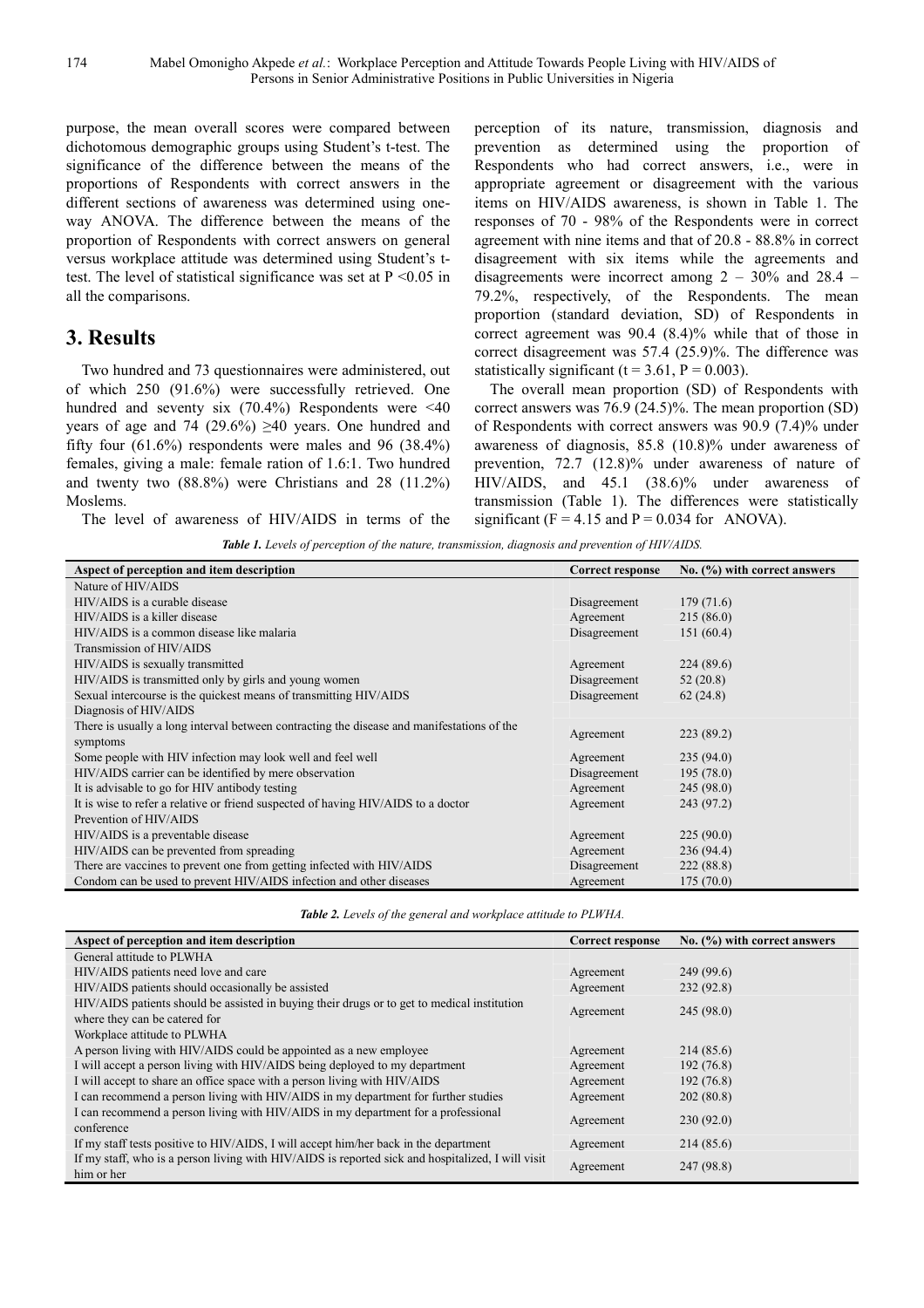purpose, the mean overall scores were compared between dichotomous demographic groups using Student's t-test. The significance of the difference between the means of the proportions of Respondents with correct answers in the different sections of awareness was determined using one-way ANOVA. The difference between the means of the proportion of Respondents with correct answers on general versus workplace attitude was determined using Student's t-test. The level of statistical significance was set at $P < 0.05$ in all the comparisons.

## 3. Results

Two hundred and 73 questionnaires were administered, out of which 250 (91.6%) were successfully retrieved. One hundred and seventy six (70.4%) Respondents were <40 years of age and 74 (29.6%) ≥40 years. One hundred and fifty four (61.6%) respondents were males and 96 (38.4%) females, giving a male: female ration of 1.6:1. Two hundred and twenty two (88.8%) were Christians and 28 (11.2%) Moslems.

The level of awareness of HIV/AIDS in terms of the perception of its nature, transmission, diagnosis and prevention as determined using the proportion of Respondents who had correct answers, i.e., were in appropriate agreement or disagreement with the various items on HIV/AIDS awareness, is shown in Table 1. The responses of 70 - 98% of the Respondents were in correct agreement with nine items and that of 20.8 - 88.8% in correct disagreement with six items while the agreements and disagreements were incorrect among 2 – 30% and 28.4 – 79.2%, respectively, of the Respondents. The mean proportion (standard deviation, SD) of Respondents in correct agreement was 90.4 (8.4)% while that of those in correct disagreement was 57.4 (25.9)%. The difference was statistically significant ($t = 3.61$, $P = 0.003$).

The overall mean proportion (SD) of Respondents with correct answers was 76.9 (24.5)%. The mean proportion (SD) of Respondents with correct answers was 90.9 (7.4)% under awareness of diagnosis, 85.8 (10.8)% under awareness of prevention, 72.7 (12.8)% under awareness of nature of HIV/AIDS, and 45.1 (38.6)% under awareness of transmission (Table 1). The differences were statistically significant ($F = 4.15$ and $P = 0.034$ for ANOVA).

***Table 1.*** *Levels of perception of the nature, transmission, diagnosis and prevention of HIV/AIDS.*

| Aspect of perception and item description | Correct response | No. (%) with correct answers |
|---|---|---|
| Nature of HIV/AIDS | | |
| HIV/AIDS is a curable disease | Disagreement | 179 (71.6) |
| HIV/AIDS is a killer disease | Agreement | 215 (86.0) |
| HIV/AIDS is a common disease like malaria | Disagreement | 151 (60.4) |
| Transmission of HIV/AIDS | | |
| HIV/AIDS is sexually transmitted | Agreement | 224 (89.6) |
| HIV/AIDS is transmitted only by girls and young women | Disagreement | 52 (20.8) |
| Sexual intercourse is the quickest means of transmitting HIV/AIDS | Disagreement | 62 (24.8) |
| Diagnosis of HIV/AIDS | | |
| There is usually a long interval between contracting the disease and manifestations of the symptoms | Agreement | 223 (89.2) |
| Some people with HIV infection may look well and feel well | Agreement | 235 (94.0) |
| HIV/AIDS carrier can be identified by mere observation | Disagreement | 195 (78.0) |
| It is advisable to go for HIV antibody testing | Agreement | 245 (98.0) |
| It is wise to refer a relative or friend suspected of having HIV/AIDS to a doctor | Agreement | 243 (97.2) |
| Prevention of HIV/AIDS | | |
| HIV/AIDS is a preventable disease | Agreement | 225 (90.0) |
| HIV/AIDS can be prevented from spreading | Agreement | 236 (94.4) |
| There are vaccines to prevent one from getting infected with HIV/AIDS | Disagreement | 222 (88.8) |
| Condom can be used to prevent HIV/AIDS infection and other diseases | Agreement | 175 (70.0) |

***Table 2.*** *Levels of the general and workplace attitude to PLWHA.*

| Aspect of perception and item description | Correct response | No. (%) with correct answers |
|---|---|---|
| General attitude to PLWHA | | |
| HIV/AIDS patients need love and care | Agreement | 249 (99.6) |
| HIV/AIDS patients should occasionally be assisted | Agreement | 232 (92.8) |
| HIV/AIDS patients should be assisted in buying their drugs or to get to medical institution where they can be catered for | Agreement | 245 (98.0) |
| Workplace attitude to PLWHA | | |
| A person living with HIV/AIDS could be appointed as a new employee | Agreement | 214 (85.6) |
| I will accept a person living with HIV/AIDS being deployed to my department | Agreement | 192 (76.8) |
| I will accept to share an office space with a person living with HIV/AIDS | Agreement | 192 (76.8) |
| I can recommend a person living with HIV/AIDS in my department for further studies | Agreement | 202 (80.8) |
| I can recommend a person living with HIV/AIDS in my department for a professional conference | Agreement | 230 (92.0) |
| If my staff tests positive to HIV/AIDS, I will accept him/her back in the department | Agreement | 214 (85.6) |
| If my staff, who is a person living with HIV/AIDS is reported sick and hospitalized, I will visit him or her | Agreement | 247 (98.8) |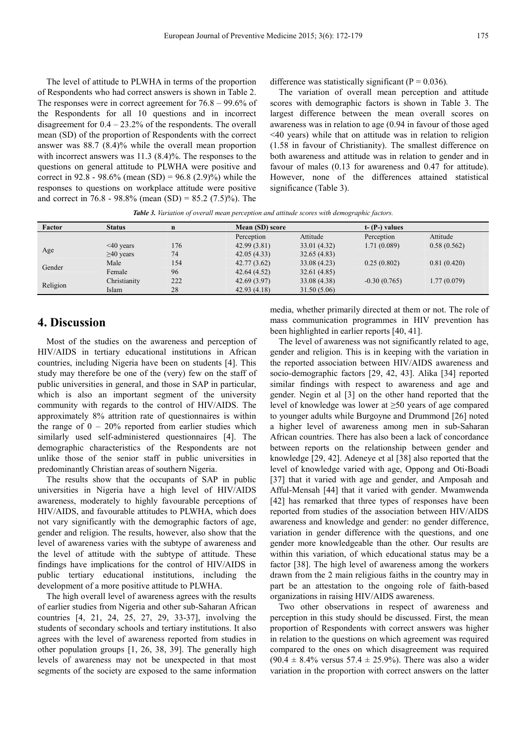The level of attitude to PLWHA in terms of the proportion of Respondents who had correct answers is shown in Table 2. The responses were in correct agreement for 76.8 – 99.6% of the Respondents for all 10 questions and in incorrect disagreement for 0.4 – 23.2% of the respondents. The overall mean (SD) of the proportion of Respondents with the correct answer was 88.7 (8.4)% while the overall mean proportion with incorrect answers was 11.3 (8.4)%. The responses to the questions on general attitude to PLWHA were positive and correct in 92.8 - 98.6% (mean (SD) = 96.8 (2.9)%) while the responses to questions on workplace attitude were positive and correct in 76.8 - 98.8% (mean (SD) = 85.2 (7.5)%). The difference was statistically significant (P = 0.036).

The variation of overall mean perception and attitude scores with demographic factors is shown in Table 3. The largest difference between the mean overall scores on awareness was in relation to age (0.94 in favour of those aged <40 years) while that on attitude was in relation to religion (1.58 in favour of Christianity). The smallest difference on both awareness and attitude was in relation to gender and in favour of males (0.13 for awareness and 0.47 for attitude). However, none of the differences attained statistical significance (Table 3).

***Table 3.*** *Variation of overall mean perception and attitude scores with demographic factors.*

| Factor | Status | n | Mean (SD) score | | t- (P-) values | |
|---|---|---|---|---|---|---|
| | | | Perception | Attitude | Perception | Attitude |
| Age | <40 years | 176 | 42.99 (3.81) | 33.01 (4.32) | 1.71 (0.089) | 0.58 (0.562) |
| | ≥40 years | 74 | 42.05 (4.33) | 32.65 (4.83) | | |
| Gender | Male | 154 | 42.77 (3.62) | 33.08 (4.23) | 0.25 (0.802) | 0.81 (0.420) |
| | Female | 96 | 42.64 (4.52) | 32.61 (4.85) | | |
| Religion | Christianity | 222 | 42.69 (3.97) | 33.08 (4.38) | -0.30 (0.765) | 1.77 (0.079) |
| | Islam | 28 | 42.93 (4.18) | 31.50 (5.06) | | |

## 4. Discussion

Most of the studies on the awareness and perception of HIV/AIDS in tertiary educational institutions in African countries, including Nigeria have been on students [4]. This study may therefore be one of the (very) few on the staff of public universities in general, and those in SAP in particular, which is also an important segment of the university community with regards to the control of HIV/AIDS. The approximately 8% attrition rate of questionnaires is within the range of 0 – 20% reported from earlier studies which similarly used self-administered questionnaires [4]. The demographic characteristics of the Respondents are not unlike those of the senior staff in public universities in predominantly Christian areas of southern Nigeria.

The results show that the occupants of SAP in public universities in Nigeria have a high level of HIV/AIDS awareness, moderately to highly favourable perceptions of HIV/AIDS, and favourable attitudes to PLWHA, which does not vary significantly with the demographic factors of age, gender and religion. The results, however, also show that the level of awareness varies with the subtype of awareness and the level of attitude with the subtype of attitude. These findings have implications for the control of HIV/AIDS in public tertiary educational institutions, including the development of a more positive attitude to PLWHA.

The high overall level of awareness agrees with the results of earlier studies from Nigeria and other sub-Saharan African countries [4, 21, 24, 25, 27, 29, 33-37], involving the students of secondary schools and tertiary institutions. It also agrees with the level of awareness reported from studies in other population groups [1, 26, 38, 39]. The generally high levels of awareness may not be unexpected in that most segments of the society are exposed to the same information media, whether primarily directed at them or not. The role of mass communication programmes in HIV prevention has been highlighted in earlier reports [40, 41].

The level of awareness was not significantly related to age, gender and religion. This is in keeping with the variation in the reported association between HIV/AIDS awareness and socio-demographic factors [29, 42, 43]. Alika [34] reported similar findings with respect to awareness and age and gender. Negin et al [3] on the other hand reported that the level of knowledge was lower at ≥50 years of age compared to younger adults while Burgoyne and Drummond [26] noted a higher level of awareness among men in sub-Saharan African countries. There has also been a lack of concordance between reports on the relationship between gender and knowledge [29, 42]. Adeneye et al [38] also reported that the level of knowledge varied with age, Oppong and Oti-Boadi [37] that it varied with age and gender, and Amposah and Afful-Mensah [44] that it varied with gender. Mwamwenda [42] has remarked that three types of responses have been reported from studies of the association between HIV/AIDS awareness and knowledge and gender: no gender difference, variation in gender difference with the questions, and one gender more knowledgeable than the other. Our results are within this variation, of which educational status may be a factor [38]. The high level of awareness among the workers drawn from the 2 main religious faiths in the country may in part be an attestation to the ongoing role of faith-based organizations in raising HIV/AIDS awareness.

Two other observations in respect of awareness and perception in this study should be discussed. First, the mean proportion of Respondents with correct answers was higher in relation to the questions on which agreement was required compared to the ones on which disagreement was required (90.4 ± 8.4% versus 57.4 ± 25.9%). There was also a wider variation in the proportion with correct answers on the latter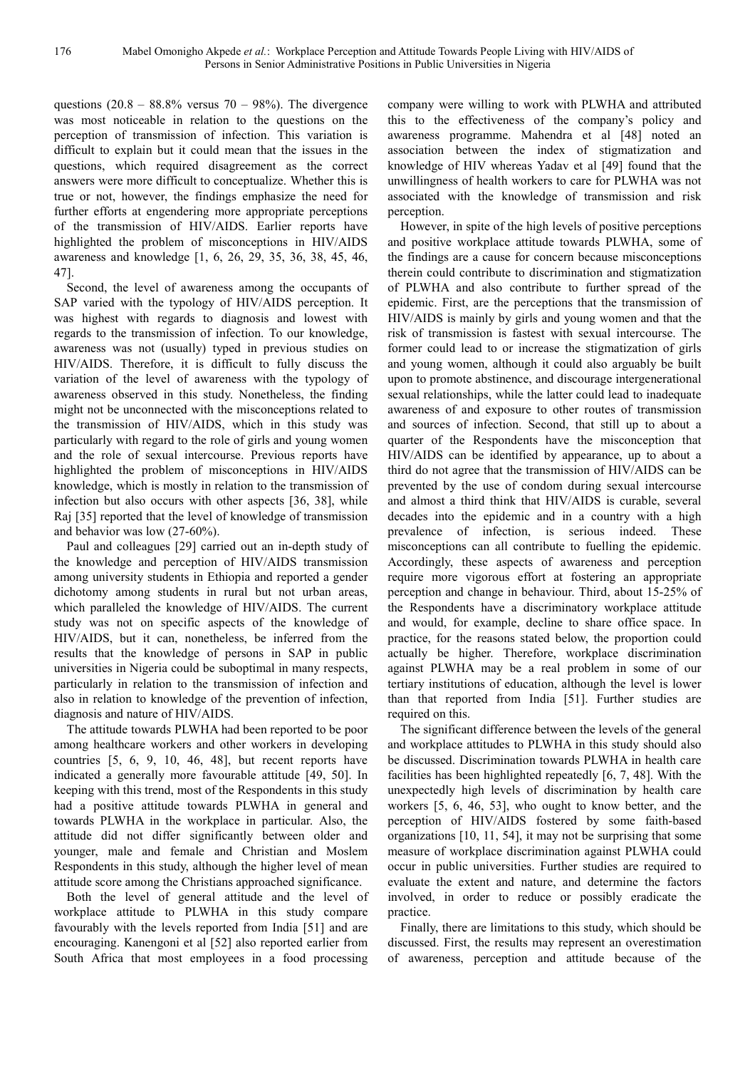questions (20.8 – 88.8% versus 70 – 98%). The divergence was most noticeable in relation to the questions on the perception of transmission of infection. This variation is difficult to explain but it could mean that the issues in the questions, which required disagreement as the correct answers were more difficult to conceptualize. Whether this is true or not, however, the findings emphasize the need for further efforts at engendering more appropriate perceptions of the transmission of HIV/AIDS. Earlier reports have highlighted the problem of misconceptions in HIV/AIDS awareness and knowledge [1, 6, 26, 29, 35, 36, 38, 45, 46, 47].

Second, the level of awareness among the occupants of SAP varied with the typology of HIV/AIDS perception. It was highest with regards to diagnosis and lowest with regards to the transmission of infection. To our knowledge, awareness was not (usually) typed in previous studies on HIV/AIDS. Therefore, it is difficult to fully discuss the variation of the level of awareness with the typology of awareness observed in this study. Nonetheless, the finding might not be unconnected with the misconceptions related to the transmission of HIV/AIDS, which in this study was particularly with regard to the role of girls and young women and the role of sexual intercourse. Previous reports have highlighted the problem of misconceptions in HIV/AIDS knowledge, which is mostly in relation to the transmission of infection but also occurs with other aspects [36, 38], while Raj [35] reported that the level of knowledge of transmission and behavior was low (27-60%).

Paul and colleagues [29] carried out an in-depth study of the knowledge and perception of HIV/AIDS transmission among university students in Ethiopia and reported a gender dichotomy among students in rural but not urban areas, which paralleled the knowledge of HIV/AIDS. The current study was not on specific aspects of the knowledge of HIV/AIDS, but it can, nonetheless, be inferred from the results that the knowledge of persons in SAP in public universities in Nigeria could be suboptimal in many respects, particularly in relation to the transmission of infection and also in relation to knowledge of the prevention of infection, diagnosis and nature of HIV/AIDS.

The attitude towards PLWHA had been reported to be poor among healthcare workers and other workers in developing countries [5, 6, 9, 10, 46, 48], but recent reports have indicated a generally more favourable attitude [49, 50]. In keeping with this trend, most of the Respondents in this study had a positive attitude towards PLWHA in general and towards PLWHA in the workplace in particular. Also, the attitude did not differ significantly between older and younger, male and female and Christian and Moslem Respondents in this study, although the higher level of mean attitude score among the Christians approached significance.

Both the level of general attitude and the level of workplace attitude to PLWHA in this study compare favourably with the levels reported from India [51] and are encouraging. Kanengoni et al [52] also reported earlier from South Africa that most employees in a food processing company were willing to work with PLWHA and attributed this to the effectiveness of the company's policy and awareness programme. Mahendra et al [48] noted an association between the index of stigmatization and knowledge of HIV whereas Yadav et al [49] found that the unwillingness of health workers to care for PLWHA was not associated with the knowledge of transmission and risk perception.

However, in spite of the high levels of positive perceptions and positive workplace attitude towards PLWHA, some of the findings are a cause for concern because misconceptions therein could contribute to discrimination and stigmatization of PLWHA and also contribute to further spread of the epidemic. First, are the perceptions that the transmission of HIV/AIDS is mainly by girls and young women and that the risk of transmission is fastest with sexual intercourse. The former could lead to or increase the stigmatization of girls and young women, although it could also arguably be built upon to promote abstinence, and discourage intergenerational sexual relationships, while the latter could lead to inadequate awareness of and exposure to other routes of transmission and sources of infection. Second, that still up to about a quarter of the Respondents have the misconception that HIV/AIDS can be identified by appearance, up to about a third do not agree that the transmission of HIV/AIDS can be prevented by the use of condom during sexual intercourse and almost a third think that HIV/AIDS is curable, several decades into the epidemic and in a country with a high prevalence of infection, is serious indeed. These misconceptions can all contribute to fuelling the epidemic. Accordingly, these aspects of awareness and perception require more vigorous effort at fostering an appropriate perception and change in behaviour. Third, about 15-25% of the Respondents have a discriminatory workplace attitude and would, for example, decline to share office space. In practice, for the reasons stated below, the proportion could actually be higher. Therefore, workplace discrimination against PLWHA may be a real problem in some of our tertiary institutions of education, although the level is lower than that reported from India [51]. Further studies are required on this.

The significant difference between the levels of the general and workplace attitudes to PLWHA in this study should also be discussed. Discrimination towards PLWHA in health care facilities has been highlighted repeatedly [6, 7, 48]. With the unexpectedly high levels of discrimination by health care workers [5, 6, 46, 53], who ought to know better, and the perception of HIV/AIDS fostered by some faith-based organizations [10, 11, 54], it may not be surprising that some measure of workplace discrimination against PLWHA could occur in public universities. Further studies are required to evaluate the extent and nature, and determine the factors involved, in order to reduce or possibly eradicate the practice.

Finally, there are limitations to this study, which should be discussed. First, the results may represent an overestimation of awareness, perception and attitude because of the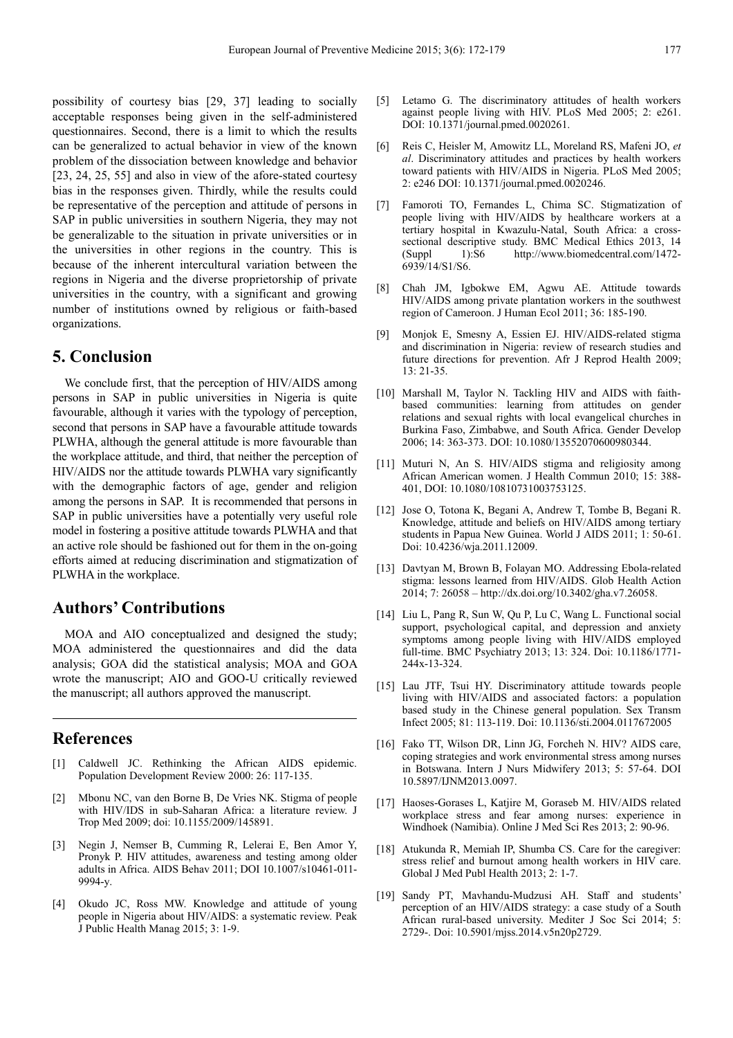possibility of courtesy bias [29, 37] leading to socially acceptable responses being given in the self-administered questionnaires. Second, there is a limit to which the results can be generalized to actual behavior in view of the known problem of the dissociation between knowledge and behavior [23, 24, 25, 55] and also in view of the afore-stated courtesy bias in the responses given. Thirdly, while the results could be representative of the perception and attitude of persons in SAP in public universities in southern Nigeria, they may not be generalizable to the situation in private universities or in the universities in other regions in the country. This is because of the inherent intercultural variation between the regions in Nigeria and the diverse proprietorship of private universities in the country, with a significant and growing number of institutions owned by religious or faith-based organizations.

## 5. Conclusion

We conclude first, that the perception of HIV/AIDS among persons in SAP in public universities in Nigeria is quite favourable, although it varies with the typology of perception, second that persons in SAP have a favourable attitude towards PLWHA, although the general attitude is more favourable than the workplace attitude, and third, that neither the perception of HIV/AIDS nor the attitude towards PLWHA vary significantly with the demographic factors of age, gender and religion among the persons in SAP. It is recommended that persons in SAP in public universities have a potentially very useful role model in fostering a positive attitude towards PLWHA and that an active role should be fashioned out for them in the on-going efforts aimed at reducing discrimination and stigmatization of PLWHA in the workplace.

## Authors' Contributions

MOA and AIO conceptualized and designed the study; MOA administered the questionnaires and did the data analysis; GOA did the statistical analysis; MOA and GOA wrote the manuscript; AIO and GOO-U critically reviewed the manuscript; all authors approved the manuscript.

## References

[1] Caldwell JC. Rethinking the African AIDS epidemic. Population Development Review 2000: 26: 117-135.

[2] Mbonu NC, van den Borne B, De Vries NK. Stigma of people with HIV/IDS in sub-Saharan Africa: a literature review. J Trop Med 2009; doi: 10.1155/2009/145891.

[3] Negin J, Nemser B, Cumming R, Lelerai E, Ben Amor Y, Pronyk P. HIV attitudes, awareness and testing among older adults in Africa. AIDS Behav 2011; DOI 10.1007/s10461-011-9994-y.

[4] Okudo JC, Ross MW. Knowledge and attitude of young people in Nigeria about HIV/AIDS: a systematic review. Peak J Public Health Manag 2015; 3: 1-9.

[5] Letamo G. The discriminatory attitudes of health workers against people living with HIV. PLoS Med 2005; 2: e261. DOI: 10.1371/journal.pmed.0020261.

[6] Reis C, Heisler M, Amowitz LL, Moreland RS, Mafeni JO, *et al*. Discriminatory attitudes and practices by health workers toward patients with HIV/AIDS in Nigeria. PLoS Med 2005; 2: e246 DOI: 10.1371/journal.pmed.0020246.

[7] Famoroti TO, Fernandes L, Chima SC. Stigmatization of people living with HIV/AIDS by healthcare workers at a tertiary hospital in Kwazulu-Natal, South Africa: a cross-sectional descriptive study. BMC Medical Ethics 2013, 14 (Suppl 1):S6 http://www.biomedcentral.com/1472-6939/14/S1/S6.

[8] Chah JM, Igbokwe EM, Agwu AE. Attitude towards HIV/AIDS among private plantation workers in the southwest region of Cameroon. J Human Ecol 2011; 36: 185-190.

[9] Monjok E, Smesny A, Essien EJ. HIV/AIDS-related stigma and discrimination in Nigeria: review of research studies and future directions for prevention. Afr J Reprod Health 2009; 13: 21-35.

[10] Marshall M, Taylor N. Tackling HIV and AIDS with faith-based communities: learning from attitudes on gender relations and sexual rights with local evangelical churches in Burkina Faso, Zimbabwe, and South Africa. Gender Develop 2006; 14: 363-373. DOI: 10.1080/13552070600980344.

[11] Muturi N, An S. HIV/AIDS stigma and religiosity among African American women. J Health Commun 2010; 15: 388-401, DOI: 10.1080/10810731003753125.

[12] Jose O, Totona K, Begani A, Andrew T, Tombe B, Begani R. Knowledge, attitude and beliefs on HIV/AIDS among tertiary students in Papua New Guinea. World J AIDS 2011; 1: 50-61. Doi: 10.4236/wja.2011.12009.

[13] Davtyan M, Brown B, Folayan MO. Addressing Ebola-related stigma: lessons learned from HIV/AIDS. Glob Health Action 2014; 7: 26058 – http://dx.doi.org/10.3402/gha.v7.26058.

[14] Liu L, Pang R, Sun W, Qu P, Lu C, Wang L. Functional social support, psychological capital, and depression and anxiety symptoms among people living with HIV/AIDS employed full-time. BMC Psychiatry 2013; 13: 324. Doi: 10.1186/1771-244x-13-324.

[15] Lau JTF, Tsui HY. Discriminatory attitude towards people living with HIV/AIDS and associated factors: a population based study in the Chinese general population. Sex Transm Infect 2005; 81: 113-119. Doi: 10.1136/sti.2004.0117672005

[16] Fako TT, Wilson DR, Linn JG, Forcheh N. HIV? AIDS care, coping strategies and work environmental stress among nurses in Botswana. Intern J Nurs Midwifery 2013; 5: 57-64. DOI 10.5897/IJNM2013.0097.

[17] Haoses-Gorases L, Katjire M, Goraseb M. HIV/AIDS related workplace stress and fear among nurses: experience in Windhoek (Namibia). Online J Med Sci Res 2013; 2: 90-96.

[18] Atukunda R, Memiah IP, Shumba CS. Care for the caregiver: stress relief and burnout among health workers in HIV care. Global J Med Publ Health 2013; 2: 1-7.

[19] Sandy PT, Mavhandu-Mudzusi AH. Staff and students' perception of an HIV/AIDS strategy: a case study of a South African rural-based university. Mediter J Soc Sci 2014; 5: 2729-. Doi: 10.5901/mjss.2014.v5n20p2729.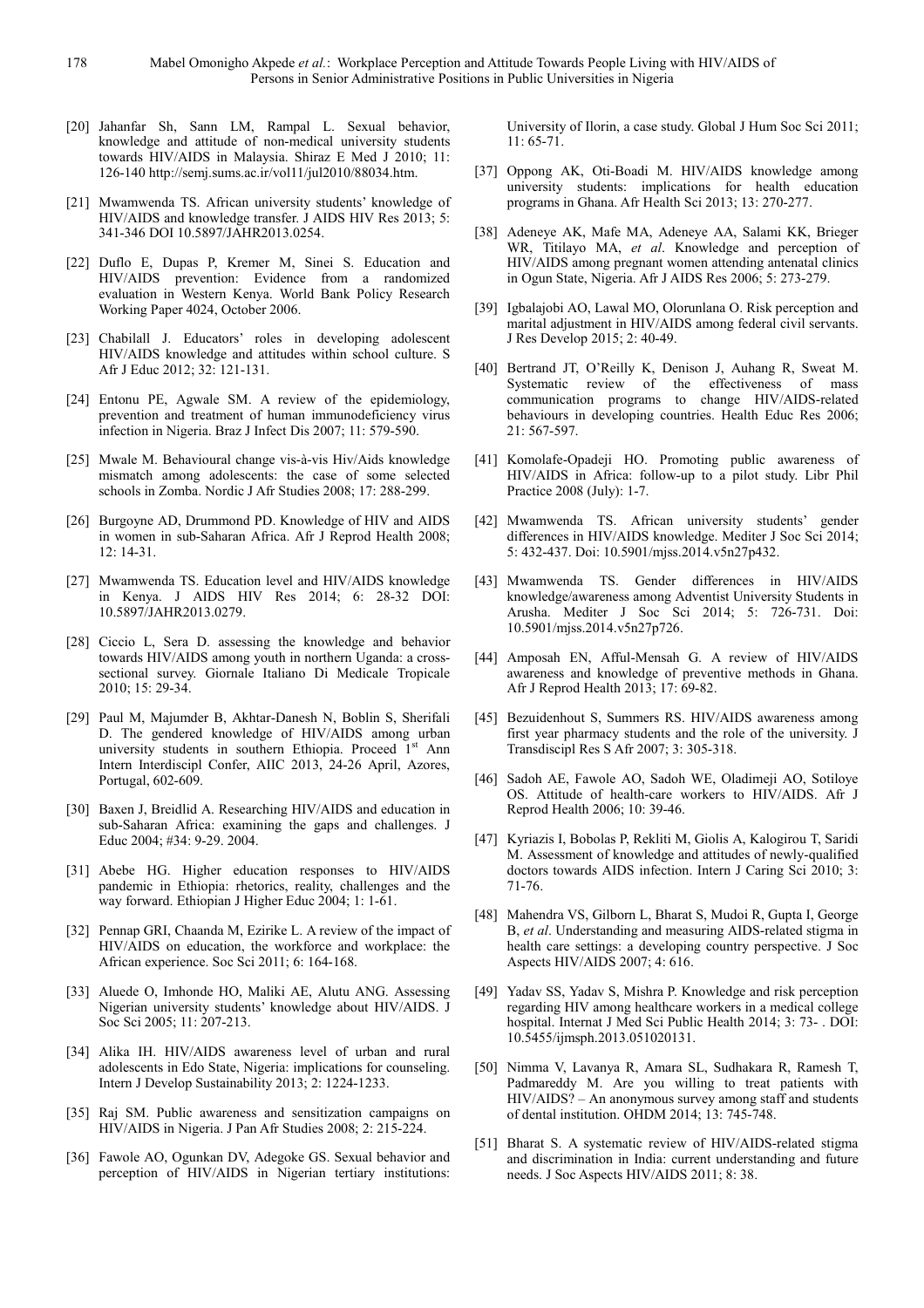[20] Jahanfar Sh, Sann LM, Rampal L. Sexual behavior, knowledge and attitude of non-medical university students towards HIV/AIDS in Malaysia. Shiraz E Med J 2010; 11: 126-140 http://semj.sums.ac.ir/vol11/jul2010/88034.htm.

[21] Mwamwenda TS. African university students' knowledge of HIV/AIDS and knowledge transfer. J AIDS HIV Res 2013; 5: 341-346 DOI 10.5897/JAHR2013.0254.

[22] Duflo E, Dupas P, Kremer M, Sinei S. Education and HIV/AIDS prevention: Evidence from a randomized evaluation in Western Kenya. World Bank Policy Research Working Paper 4024, October 2006.

[23] Chabilall J. Educators' roles in developing adolescent HIV/AIDS knowledge and attitudes within school culture. S Afr J Educ 2012; 32: 121-131.

[24] Entonu PE, Agwale SM. A review of the epidemiology, prevention and treatment of human immunodeficiency virus infection in Nigeria. Braz J Infect Dis 2007; 11: 579-590.

[25] Mwale M. Behavioural change vis-à-vis Hiv/Aids knowledge mismatch among adolescents: the case of some selected schools in Zomba. Nordic J Afr Studies 2008; 17: 288-299.

[26] Burgoyne AD, Drummond PD. Knowledge of HIV and AIDS in women in sub-Saharan Africa. Afr J Reprod Health 2008; 12: 14-31.

[27] Mwamwenda TS. Education level and HIV/AIDS knowledge in Kenya. J AIDS HIV Res 2014; 6: 28-32 DOI: 10.5897/JAHR2013.0279.

[28] Ciccio L, Sera D. assessing the knowledge and behavior towards HIV/AIDS among youth in northern Uganda: a cross-sectional survey. Giornale Italiano Di Medicale Tropicale 2010; 15: 29-34.

[29] Paul M, Majumder B, Akhtar-Danesh N, Boblin S, Sherifali D. The gendered knowledge of HIV/AIDS among urban university students in southern Ethiopia. Proceed 1st Ann Intern Interdiscipl Confer, AIIC 2013, 24-26 April, Azores, Portugal, 602-609.

[30] Baxen J, Breidlid A. Researching HIV/AIDS and education in sub-Saharan Africa: examining the gaps and challenges. J Educ 2004; #34: 9-29. 2004.

[31] Abebe HG. Higher education responses to HIV/AIDS pandemic in Ethiopia: rhetorics, reality, challenges and the way forward. Ethiopian J Higher Educ 2004; 1: 1-61.

[32] Pennap GRI, Chaanda M, Ezirike L. A review of the impact of HIV/AIDS on education, the workforce and workplace: the African experience. Soc Sci 2011; 6: 164-168.

[33] Aluede O, Imhonde HO, Maliki AE, Alutu ANG. Assessing Nigerian university students' knowledge about HIV/AIDS. J Soc Sci 2005; 11: 207-213.

[34] Alika IH. HIV/AIDS awareness level of urban and rural adolescents in Edo State, Nigeria: implications for counseling. Intern J Develop Sustainability 2013; 2: 1224-1233.

[35] Raj SM. Public awareness and sensitization campaigns on HIV/AIDS in Nigeria. J Pan Afr Studies 2008; 2: 215-224.

[36] Fawole AO, Ogunkan DV, Adegoke GS. Sexual behavior and perception of HIV/AIDS in Nigerian tertiary institutions: University of Ilorin, a case study. Global J Hum Soc Sci 2011; 11: 65-71.

[37] Oppong AK, Oti-Boadi M. HIV/AIDS knowledge among university students: implications for health education programs in Ghana. Afr Health Sci 2013; 13: 270-277.

[38] Adeneye AK, Mafe MA, Adeneye AA, Salami KK, Brieger WR, Titilayo MA, *et al*. Knowledge and perception of HIV/AIDS among pregnant women attending antenatal clinics in Ogun State, Nigeria. Afr J AIDS Res 2006; 5: 273-279.

[39] Igbalajobi AO, Lawal MO, Olorunlana O. Risk perception and marital adjustment in HIV/AIDS among federal civil servants. J Res Develop 2015; 2: 40-49.

[40] Bertrand JT, O'Reilly K, Denison J, Auhang R, Sweat M. Systematic review of the effectiveness of mass communication programs to change HIV/AIDS-related behaviours in developing countries. Health Educ Res 2006; 21: 567-597.

[41] Komolafe-Opadeji HO. Promoting public awareness of HIV/AIDS in Africa: follow-up to a pilot study. Libr Phil Practice 2008 (July): 1-7.

[42] Mwamwenda TS. African university students' gender differences in HIV/AIDS knowledge. Mediter J Soc Sci 2014; 5: 432-437. Doi: 10.5901/mjss.2014.v5n27p432.

[43] Mwamwenda TS. Gender differences in HIV/AIDS knowledge/awareness among Adventist University Students in Arusha. Mediter J Soc Sci 2014; 5: 726-731. Doi: 10.5901/mjss.2014.v5n27p726.

[44] Amposah EN, Afful-Mensah G. A review of HIV/AIDS awareness and knowledge of preventive methods in Ghana. Afr J Reprod Health 2013; 17: 69-82.

[45] Bezuidenhout S, Summers RS. HIV/AIDS awareness among first year pharmacy students and the role of the university. J Transdiscipl Res S Afr 2007; 3: 305-318.

[46] Sadoh AE, Fawole AO, Sadoh WE, Oladimeji AO, Sotiloye OS. Attitude of health-care workers to HIV/AIDS. Afr J Reprod Health 2006; 10: 39-46.

[47] Kyriazis I, Bobolas P, Rekliti M, Giolis A, Kalogirou T, Saridi M. Assessment of knowledge and attitudes of newly-qualified doctors towards AIDS infection. Intern J Caring Sci 2010; 3: 71-76.

[48] Mahendra VS, Gilborn L, Bharat S, Mudoi R, Gupta I, George B, *et al*. Understanding and measuring AIDS-related stigma in health care settings: a developing country perspective. J Soc Aspects HIV/AIDS 2007; 4: 616.

[49] Yadav SS, Yadav S, Mishra P. Knowledge and risk perception regarding HIV among healthcare workers in a medical college hospital. Internat J Med Sci Public Health 2014; 3: 73- . DOI: 10.5455/ijmsph.2013.051020131.

[50] Nimma V, Lavanya R, Amara SL, Sudhakara R, Ramesh T, Padmareddy M. Are you willing to treat patients with HIV/AIDS? – An anonymous survey among staff and students of dental institution. OHDM 2014; 13: 745-748.

[51] Bharat S. A systematic review of HIV/AIDS-related stigma and discrimination in India: current understanding and future needs. J Soc Aspects HIV/AIDS 2011; 8: 38.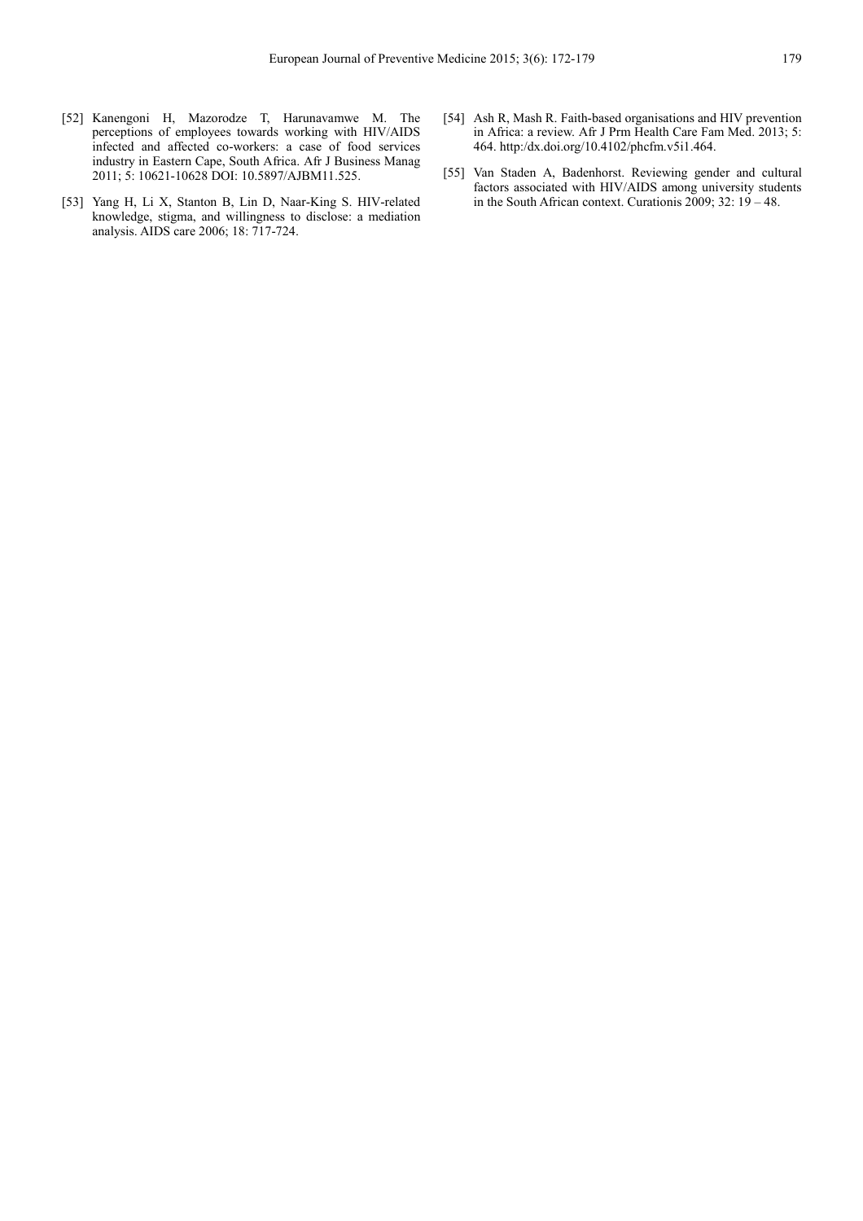[52] Kanengoni H, Mazorodze T, Harunavamwe M. The perceptions of employees towards working with HIV/AIDS infected and affected co-workers: a case of food services industry in Eastern Cape, South Africa. Afr J Business Manag 2011; 5: 10621-10628 DOI: 10.5897/AJBM11.525.

[53] Yang H, Li X, Stanton B, Lin D, Naar-King S. HIV-related knowledge, stigma, and willingness to disclose: a mediation analysis. AIDS care 2006; 18: 717-724.

[54] Ash R, Mash R. Faith-based organisations and HIV prevention in Africa: a review. Afr J Prm Health Care Fam Med. 2013; 5: 464. http:/dx.doi.org/10.4102/phcfm.v5i1.464.

[55] Van Staden A, Badenhorst. Reviewing gender and cultural factors associated with HIV/AIDS among university students in the South African context. Curationis 2009; 32: 19 – 48.